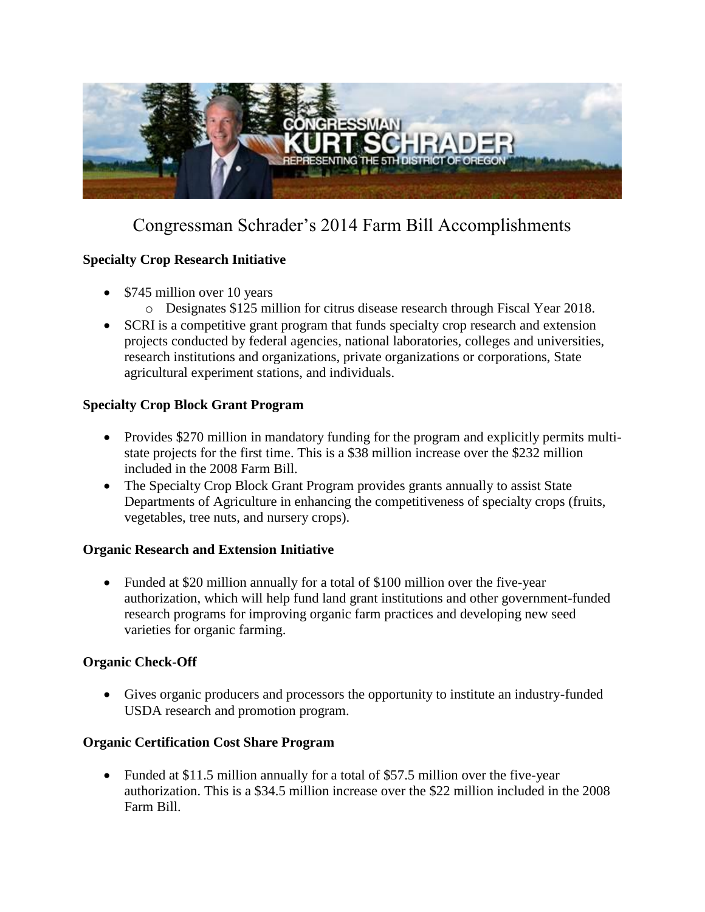# Congressman Schrader's 2014 Farm Bill Accomplishments

**Specialty Crop Research Initiative**

- $745 million over 10 years
  - Designates $125 million for citrus disease research through Fiscal Year 2018.
- SCRI is a competitive grant program that funds specialty crop research and extension projects conducted by federal agencies, national laboratories, colleges and universities, research institutions and organizations, private organizations or corporations, State agricultural experiment stations, and individuals.

**Specialty Crop Block Grant Program**

- Provides $270 million in mandatory funding for the program and explicitly permits multi-state projects for the first time. This is a $38 million increase over the $232 million included in the 2008 Farm Bill.
- The Specialty Crop Block Grant Program provides grants annually to assist State Departments of Agriculture in enhancing the competitiveness of specialty crops (fruits, vegetables, tree nuts, and nursery crops).

**Organic Research and Extension Initiative**

- Funded at $20 million annually for a total of $100 million over the five-year authorization, which will help fund land grant institutions and other government-funded research programs for improving organic farm practices and developing new seed varieties for organic farming.

**Organic Check-Off**

- Gives organic producers and processors the opportunity to institute an industry-funded USDA research and promotion program.

**Organic Certification Cost Share Program**

- Funded at $11.5 million annually for a total of $57.5 million over the five-year authorization. This is a $34.5 million increase over the $22 million included in the 2008 Farm Bill.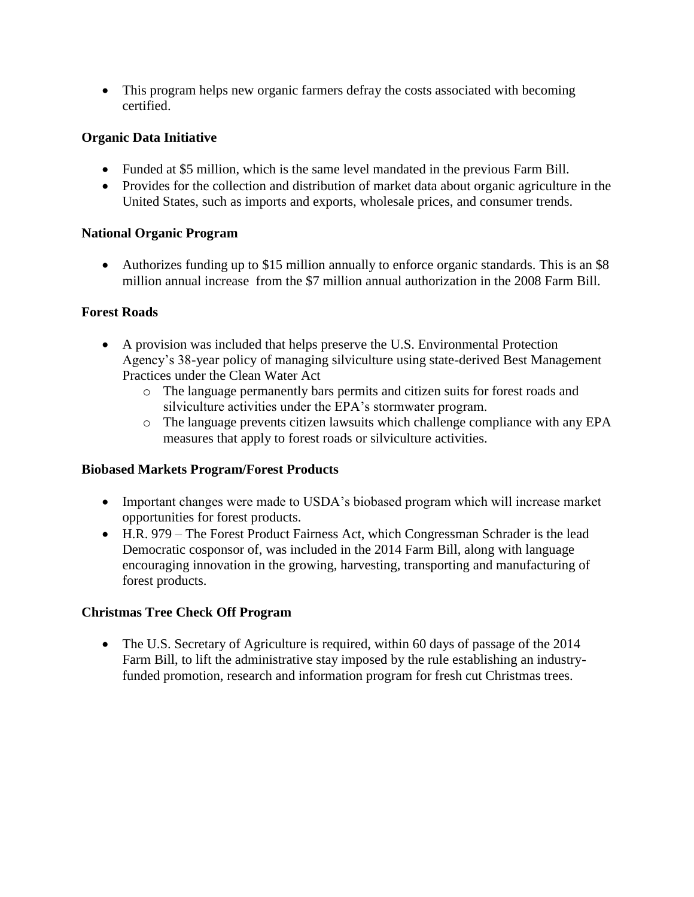- This program helps new organic farmers defray the costs associated with becoming certified.

**Organic Data Initiative**

- Funded at $5 million, which is the same level mandated in the previous Farm Bill.
- Provides for the collection and distribution of market data about organic agriculture in the United States, such as imports and exports, wholesale prices, and consumer trends.

**National Organic Program**

- Authorizes funding up to $15 million annually to enforce organic standards. This is an $8 million annual increase from the $7 million annual authorization in the 2008 Farm Bill.

**Forest Roads**

- A provision was included that helps preserve the U.S. Environmental Protection Agency's 38-year policy of managing silviculture using state-derived Best Management Practices under the Clean Water Act
  - The language permanently bars permits and citizen suits for forest roads and silviculture activities under the EPA's stormwater program.
  - The language prevents citizen lawsuits which challenge compliance with any EPA measures that apply to forest roads or silviculture activities.

**Biobased Markets Program/Forest Products**

- Important changes were made to USDA's biobased program which will increase market opportunities for forest products.
- H.R. 979 – The Forest Product Fairness Act, which Congressman Schrader is the lead Democratic cosponsor of, was included in the 2014 Farm Bill, along with language encouraging innovation in the growing, harvesting, transporting and manufacturing of forest products.

**Christmas Tree Check Off Program**

- The U.S. Secretary of Agriculture is required, within 60 days of passage of the 2014 Farm Bill, to lift the administrative stay imposed by the rule establishing an industry-funded promotion, research and information program for fresh cut Christmas trees.